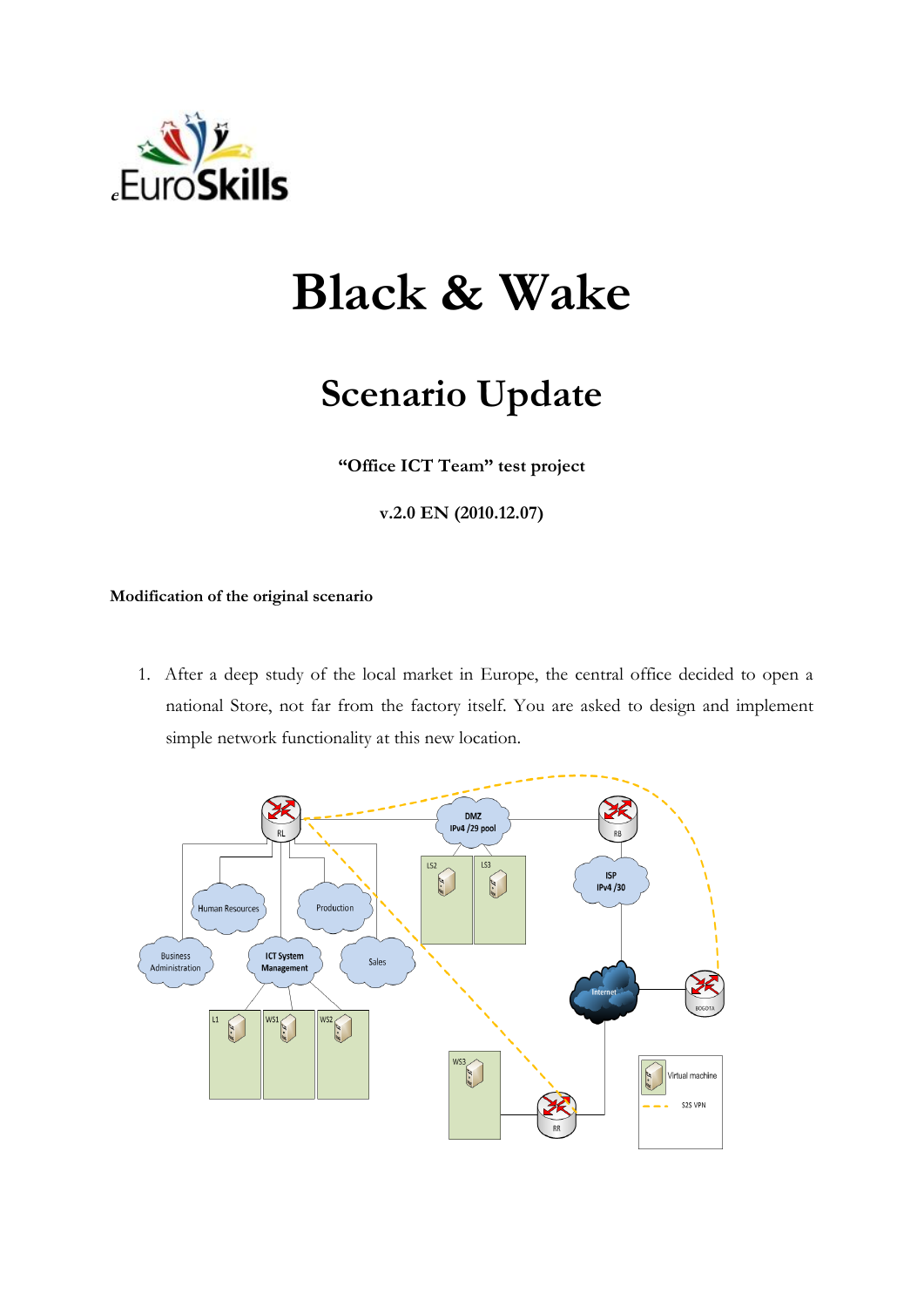# Black & Wake

## Scenario Update

**"Office ICT Team" test project**

**v.2.0 EN (2010.12.07)**

**Modification of the original scenario**

1. After a deep study of the local market in Europe, the central office decided to open a national Store, not far from the factory itself. You are asked to design and implement simple network functionality at this new location.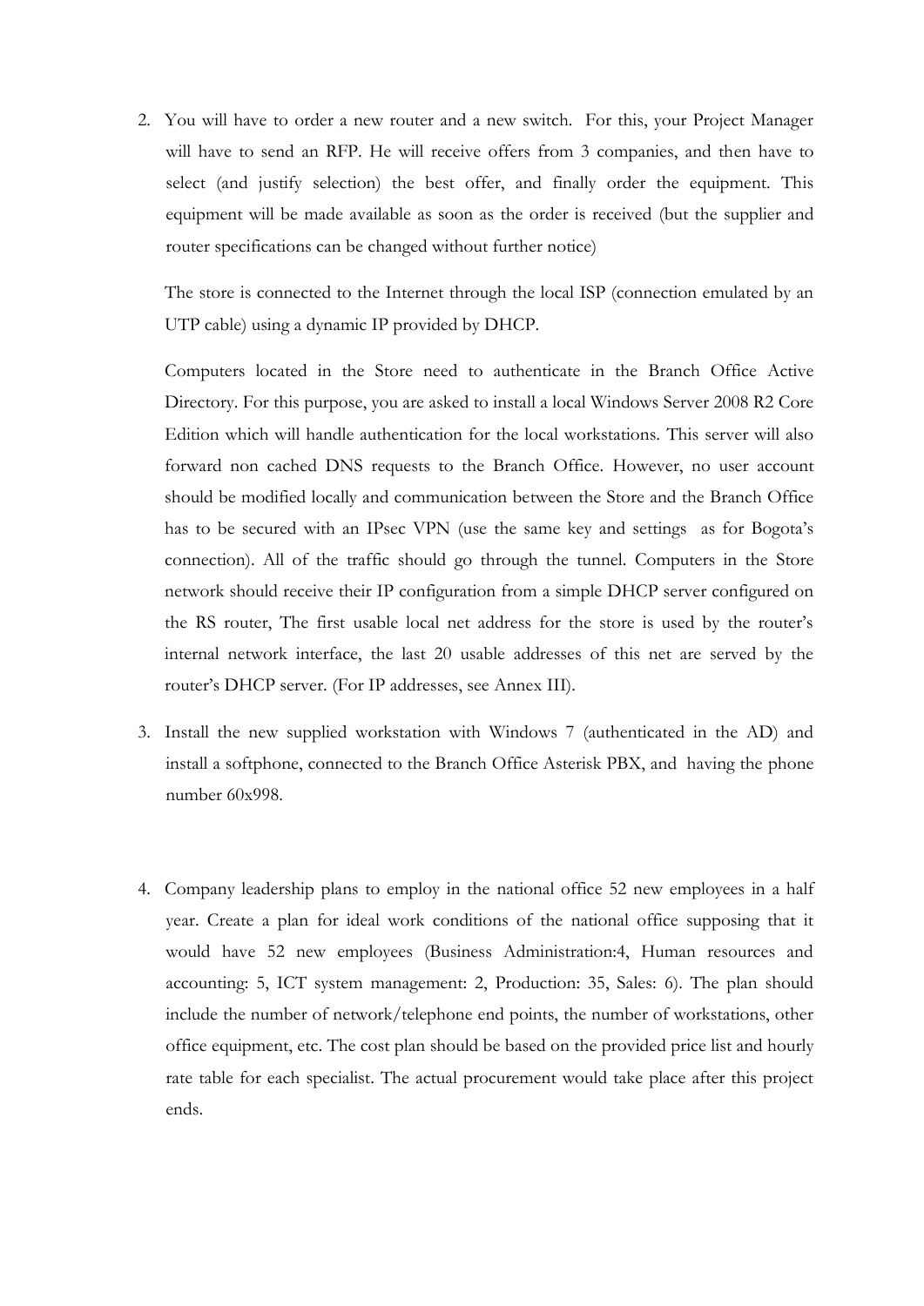2. You will have to order a new router and a new switch. For this, your Project Manager will have to send an RFP. He will receive offers from 3 companies, and then have to select (and justify selection) the best offer, and finally order the equipment. This equipment will be made available as soon as the order is received (but the supplier and router specifications can be changed without further notice)

   The store is connected to the Internet through the local ISP (connection emulated by an UTP cable) using a dynamic IP provided by DHCP.

   Computers located in the Store need to authenticate in the Branch Office Active Directory. For this purpose, you are asked to install a local Windows Server 2008 R2 Core Edition which will handle authentication for the local workstations. This server will also forward non cached DNS requests to the Branch Office. However, no user account should be modified locally and communication between the Store and the Branch Office has to be secured with an IPsec VPN (use the same key and settings as for Bogota's connection). All of the traffic should go through the tunnel. Computers in the Store network should receive their IP configuration from a simple DHCP server configured on the RS router, The first usable local net address for the store is used by the router's internal network interface, the last 20 usable addresses of this net are served by the router's DHCP server. (For IP addresses, see Annex III).

3. Install the new supplied workstation with Windows 7 (authenticated in the AD) and install a softphone, connected to the Branch Office Asterisk PBX, and having the phone number 60x998.

4. Company leadership plans to employ in the national office 52 new employees in a half year. Create a plan for ideal work conditions of the national office supposing that it would have 52 new employees (Business Administration:4, Human resources and accounting: 5, ICT system management: 2, Production: 35, Sales: 6). The plan should include the number of network/telephone end points, the number of workstations, other office equipment, etc. The cost plan should be based on the provided price list and hourly rate table for each specialist. The actual procurement would take place after this project ends.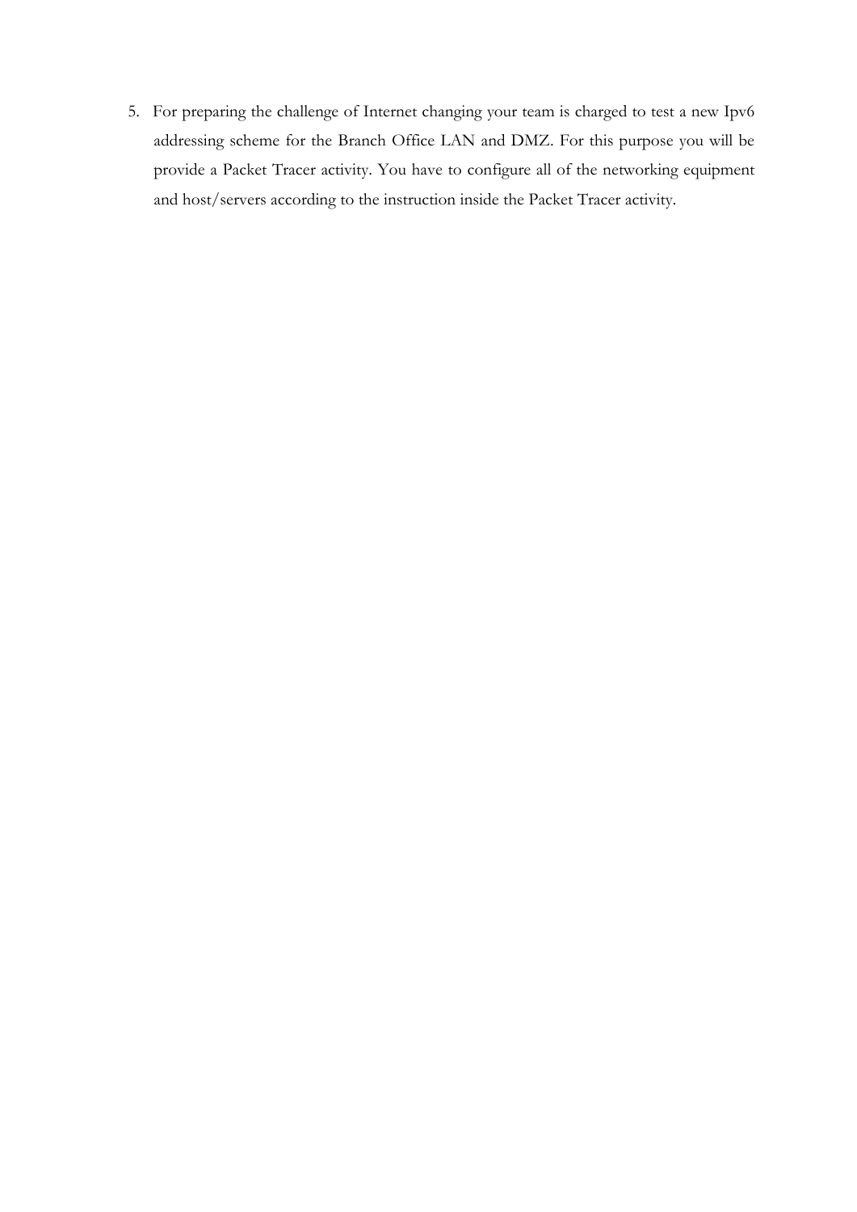5. For preparing the challenge of Internet changing your team is charged to test a new Ipv6 addressing scheme for the Branch Office LAN and DMZ. For this purpose you will be provide a Packet Tracer activity. You have to configure all of the networking equipment and host/servers according to the instruction inside the Packet Tracer activity.